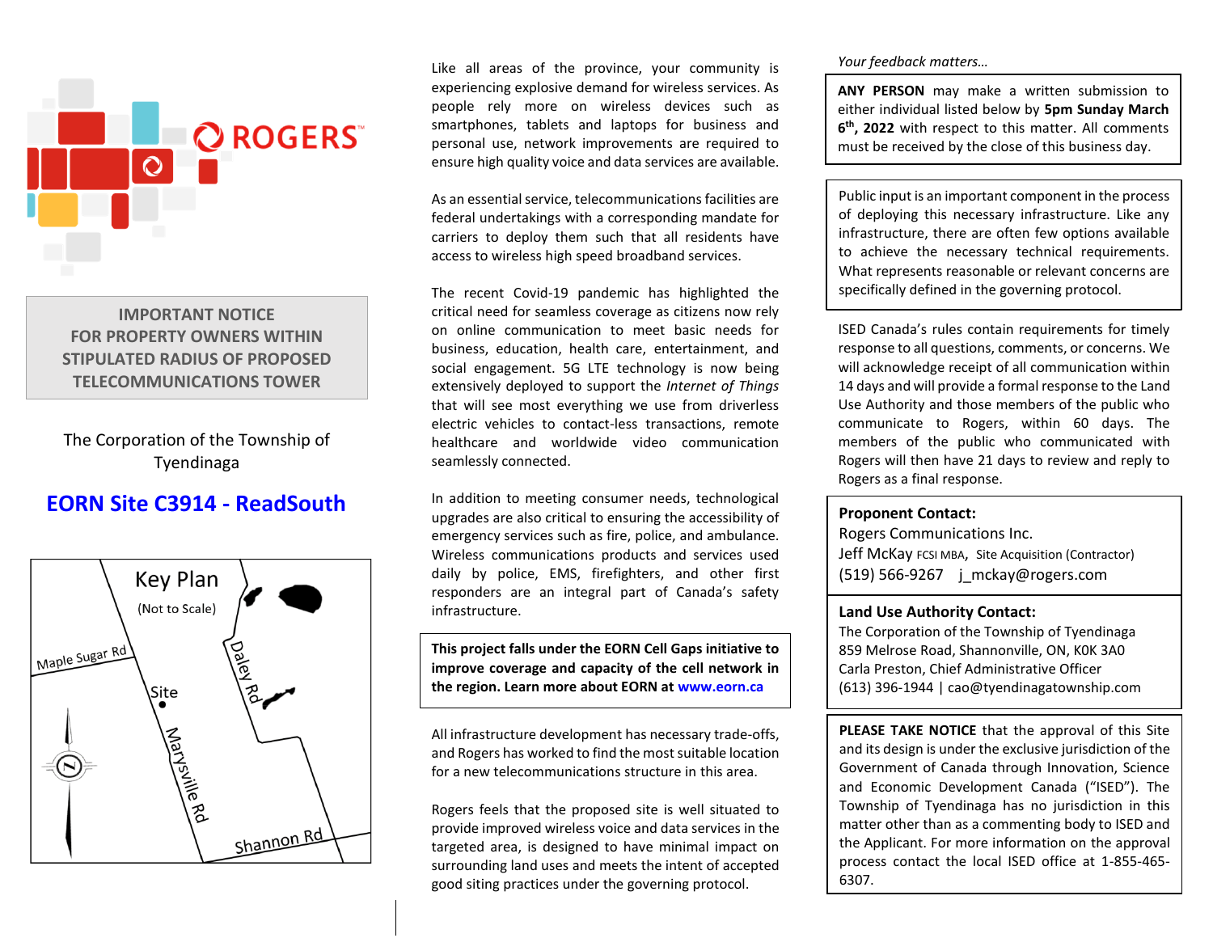ROGERS

**IMPORTANT NOTICE FOR PROPERTY OWNERS WITHIN STIPULATED RADIUS OF PROPOSED TELECOMMUNICATIONS TOWER**

The Corporation of the Township of Tyendinaga

## EORN Site C3914 - ReadSouth

Key Plan (Not to Scale)

Maple Sugar Rd · Site · Marysville Rd · Daley Rd · Shannon Rd

Like all areas of the province, your community is experiencing explosive demand for wireless services. As people rely more on wireless devices such as smartphones, tablets and laptops for business and personal use, network improvements are required to ensure high quality voice and data services are available.

As an essential service, telecommunications facilities are federal undertakings with a corresponding mandate for carriers to deploy them such that all residents have access to wireless high speed broadband services.

The recent Covid-19 pandemic has highlighted the critical need for seamless coverage as citizens now rely on online communication to meet basic needs for business, education, health care, entertainment, and social engagement. 5G LTE technology is now being extensively deployed to support the *Internet of Things* that will see most everything we use from driverless electric vehicles to contact-less transactions, remote healthcare and worldwide video communication seamlessly connected.

In addition to meeting consumer needs, technological upgrades are also critical to ensuring the accessibility of emergency services such as fire, police, and ambulance. Wireless communications products and services used daily by police, EMS, firefighters, and other first responders are an integral part of Canada's safety infrastructure.

**This project falls under the EORN Cell Gaps initiative to improve coverage and capacity of the cell network in the region. Learn more about EORN at www.eorn.ca**

All infrastructure development has necessary trade-offs, and Rogers has worked to find the most suitable location for a new telecommunications structure in this area.

Rogers feels that the proposed site is well situated to provide improved wireless voice and data services in the targeted area, is designed to have minimal impact on surrounding land uses and meets the intent of accepted good siting practices under the governing protocol.

*Your feedback matters…*

**ANY PERSON** may make a written submission to either individual listed below by **5pm Sunday March 6th, 2022** with respect to this matter. All comments must be received by the close of this business day.

Public input is an important component in the process of deploying this necessary infrastructure. Like any infrastructure, there are often few options available to achieve the necessary technical requirements. What represents reasonable or relevant concerns are specifically defined in the governing protocol.

ISED Canada's rules contain requirements for timely response to all questions, comments, or concerns. We will acknowledge receipt of all communication within 14 days and will provide a formal response to the Land Use Authority and those members of the public who communicate to Rogers, within 60 days. The members of the public who communicated with Rogers will then have 21 days to review and reply to Rogers as a final response.

**Proponent Contact:**
Rogers Communications Inc.
Jeff McKay FCSI MBA, Site Acquisition (Contractor)
(519) 566-9267 j_mckay@rogers.com

**Land Use Authority Contact:**
The Corporation of the Township of Tyendinaga
859 Melrose Road, Shannonville, ON, K0K 3A0
Carla Preston, Chief Administrative Officer
(613) 396-1944 | cao@tyendinagatownship.com

**PLEASE TAKE NOTICE** that the approval of this Site and its design is under the exclusive jurisdiction of the Government of Canada through Innovation, Science and Economic Development Canada ("ISED"). The Township of Tyendinaga has no jurisdiction in this matter other than as a commenting body to ISED and the Applicant. For more information on the approval process contact the local ISED office at 1-855-465-6307.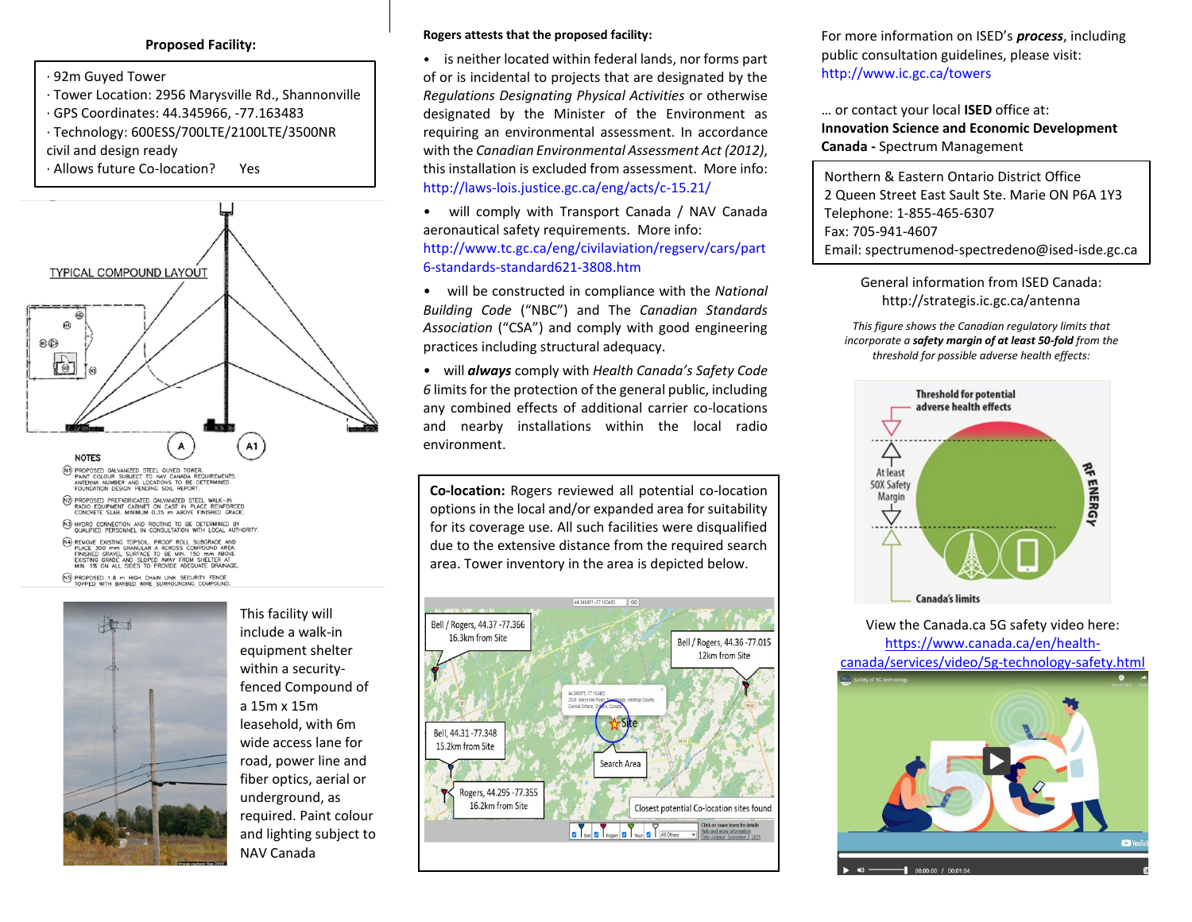**Proposed Facility:**

- 92m Guyed Tower
- Tower Location: 2956 Marysville Rd., Shannonville
- GPS Coordinates: 44.345966, -77.163483
- Technology: 600ESS/700LTE/2100LTE/3500NR civil and design ready
- Allows future Co-location? Yes

TYPICAL COMPOUND LAYOUT

A A1

NOTES

N1 PROPOSED GALVANIZED STEEL GUYED TOWER. PAINT COLOUR SUBJECT TO NAV CANADA REQUIREMENTS. ANTENNA NUMBER AND LOCATIONS TO BE DETERMINED. FOUNDATION DESIGN PENDING SOIL REPORT.

N2 PROPOSED PREFABRICATED GALVANIZED STEEL WALK-IN RADIO EQUIPMENT CABINET ON CAST IN PLACE REINFORCED CONCRETE SLAB. MINIMUM 0.35 m ABOVE FINISHED GRADE.

N3 HYDRO CONNECTION AND ROUTING TO BE DETERMINED BY QUALIFIED PERSONNEL IN CONSULTATION WITH LOCAL AUTHORITY.

N4 REMOVE EXISTING TOPSOIL. PROOF ROLL SUBGRADE AND PLACE 300 mm GRANULAR A ACROSS COMPOUND AREA. FINISHED GRAVEL SURFACE TO BE MIN. 150 mm ABOVE EXISTING GRADE AND SLOPED AWAY FROM SHELTER AT MIN. 1% ON ALL SIDES TO PROVIDE ADEQUATE DRAINAGE.

N5 PROPOSED 1.8 m HIGH CHAIN LINK SECURITY FENCE TOPPED WITH BARBED WIRE SURROUNDING COMPOUND.

This facility will include a walk-in equipment shelter within a security-fenced Compound of a 15m x 15m leasehold, with 6m wide access lane for road, power line and fiber optics, aerial or underground, as required. Paint colour and lighting subject to NAV Canada

**Rogers attests that the proposed facility:**

- is neither located within federal lands, nor forms part of or is incidental to projects that are designated by the *Regulations Designating Physical Activities* or otherwise designated by the Minister of the Environment as requiring an environmental assessment. In accordance with the *Canadian Environmental Assessment Act (2012)*, this installation is excluded from assessment. More info: http://laws-lois.justice.gc.ca/eng/acts/c-15.21/
- will comply with Transport Canada / NAV Canada aeronautical safety requirements. More info: http://www.tc.gc.ca/eng/civilaviation/regserv/cars/part6-standards-standard621-3808.htm
- will be constructed in compliance with the *National Building Code* ("NBC") and The *Canadian Standards Association* ("CSA") and comply with good engineering practices including structural adequacy.
- will ***always*** comply with *Health Canada's Safety Code 6* limits for the protection of the general public, including any combined effects of additional carrier co-locations and nearby installations within the local radio environment.

**Co-location:** Rogers reviewed all potential co-location options in the local and/or expanded area for suitability for its coverage use. All such facilities were disqualified due to the extensive distance from the required search area. Tower inventory in the area is depicted below.

Bell / Rogers, 44.37 -77.366
16.3km from Site

Bell / Rogers, 44.36 -77.015
12km from Site

Bell, 44.31 -77.348
15.2km from Site

Rogers, 44.295 -77.355
16.2km from Site

Site

Search Area

Closest potential Co-location sites found

For more information on ISED's ***process***, including public consultation guidelines, please visit: http://www.ic.gc.ca/towers

… or contact your local **ISED** office at:
**Innovation Science and Economic Development Canada -** Spectrum Management

Northern & Eastern Ontario District Office
2 Queen Street East Sault Ste. Marie ON P6A 1Y3
Telephone: 1-855-465-6307
Fax: 705-941-4607
Email: spectrumenod-spectredeno@ised-isde.gc.ca

General information from ISED Canada:
http://strategis.ic.gc.ca/antenna

*This figure shows the Canadian regulatory limits that incorporate a **safety margin of at least 50-fold** from the threshold for possible adverse health effects:*

Threshold for potential adverse health effects

At least 50X Safety Margin

RF ENERGY

Canada's limits

View the Canada.ca 5G safety video here:
https://www.canada.ca/en/health-canada/services/video/5g-technology-safety.html